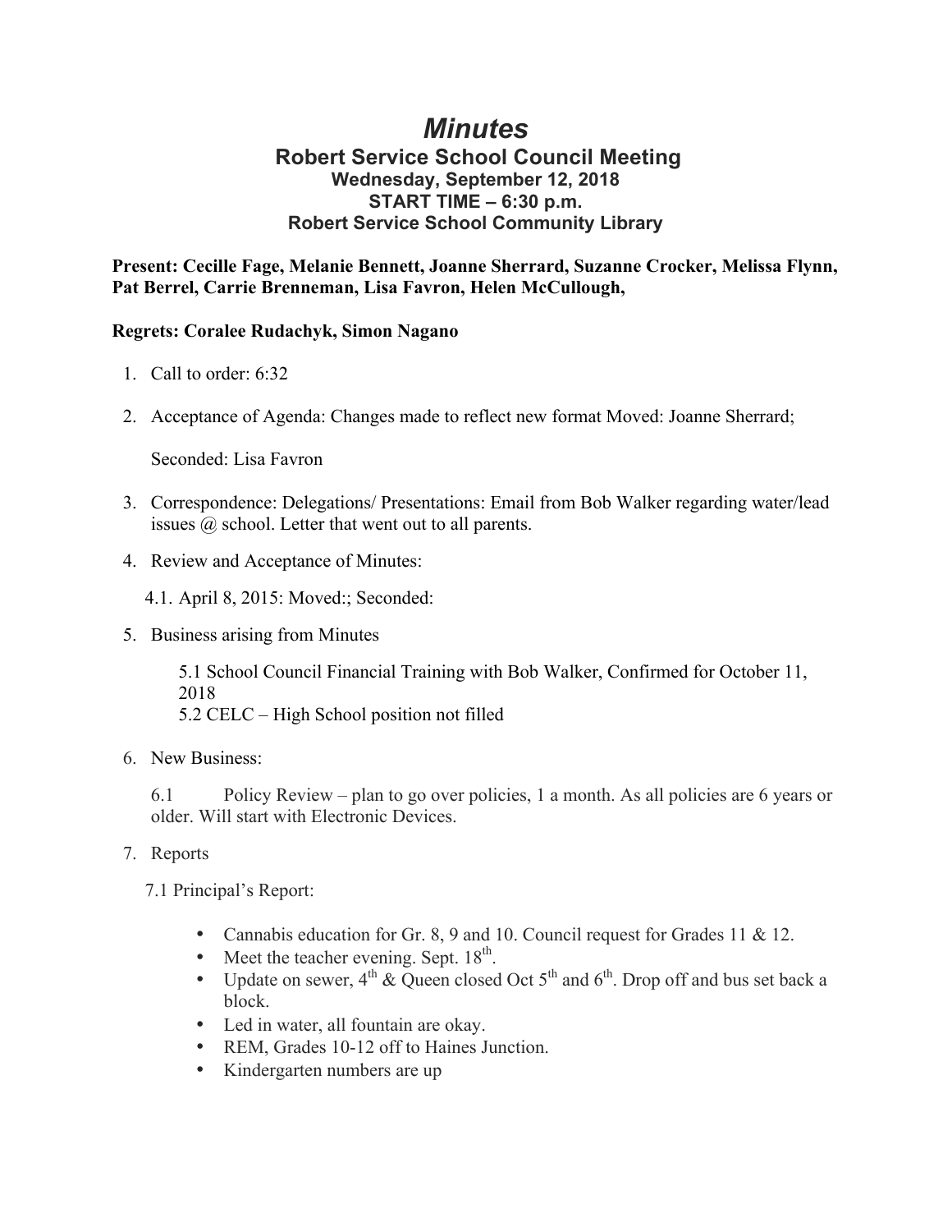# *Minutes*

## Robert Service School Council Meeting

### Wednesday, September 12, 2018

### START TIME – 6:30 p.m.

### Robert Service School Community Library

**Present: Cecille Fage, Melanie Bennett, Joanne Sherrard, Suzanne Crocker, Melissa Flynn, Pat Berrel, Carrie Brenneman, Lisa Favron, Helen McCullough,**

**Regrets: Coralee Rudachyk, Simon Nagano**

1. Call to order: 6:32
2. Acceptance of Agenda: Changes made to reflect new format Moved: Joanne Sherrard;

   Seconded: Lisa Favron
3. Correspondence: Delegations/ Presentations: Email from Bob Walker regarding water/lead issues @ school. Letter that went out to all parents.
4. Review and Acceptance of Minutes:

   4.1. April 8, 2015: Moved:; Seconded:
5. Business arising from Minutes

   5.1 School Council Financial Training with Bob Walker, Confirmed for October 11, 2018
   5.2 CELC – High School position not filled
6. New Business:

   6.1 Policy Review – plan to go over policies, 1 a month. As all policies are 6 years or older. Will start with Electronic Devices.
7. Reports

   7.1 Principal's Report:

   - Cannabis education for Gr. 8, 9 and 10. Council request for Grades 11 & 12.
   - Meet the teacher evening. Sept. 18th.
   - Update on sewer, 4th & Queen closed Oct 5th and 6th. Drop off and bus set back a block.
   - Led in water, all fountain are okay.
   - REM, Grades 10-12 off to Haines Junction.
   - Kindergarten numbers are up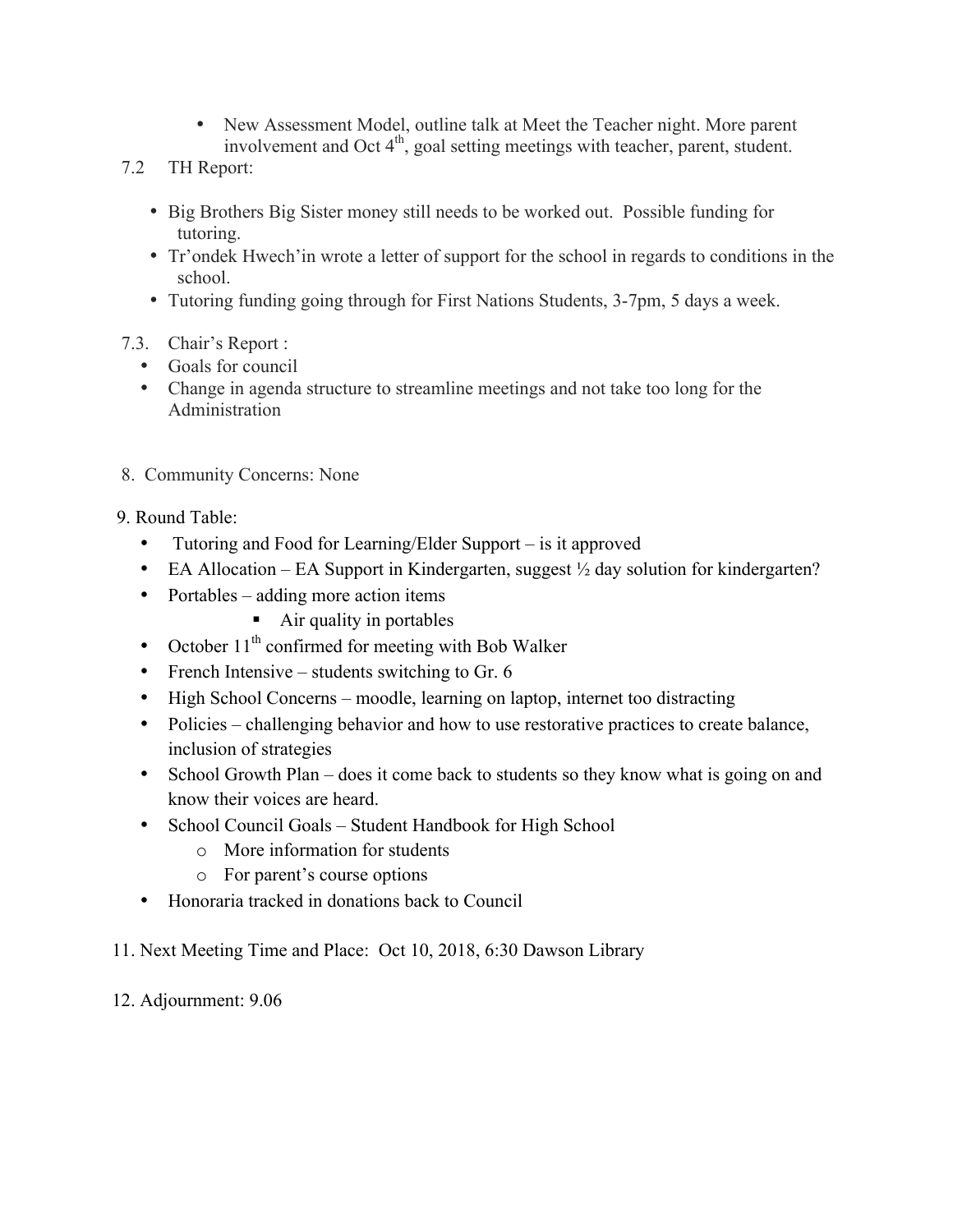- New Assessment Model, outline talk at Meet the Teacher night. More parent involvement and Oct 4th, goal setting meetings with teacher, parent, student.

7.2 TH Report:

- Big Brothers Big Sister money still needs to be worked out. Possible funding for tutoring.
- Tr'ondek Hwech'in wrote a letter of support for the school in regards to conditions in the school.
- Tutoring funding going through for First Nations Students, 3-7pm, 5 days a week.

7.3. Chair's Report :

- Goals for council
- Change in agenda structure to streamline meetings and not take too long for the Administration

8. Community Concerns: None

9. Round Table:

- Tutoring and Food for Learning/Elder Support – is it approved
- EA Allocation – EA Support in Kindergarten, suggest ½ day solution for kindergarten?
- Portables – adding more action items
  - Air quality in portables
- October 11th confirmed for meeting with Bob Walker
- French Intensive – students switching to Gr. 6
- High School Concerns – moodle, learning on laptop, internet too distracting
- Policies – challenging behavior and how to use restorative practices to create balance, inclusion of strategies
- School Growth Plan – does it come back to students so they know what is going on and know their voices are heard.
- School Council Goals – Student Handbook for High School
  - More information for students
  - For parent's course options
- Honoraria tracked in donations back to Council

11. Next Meeting Time and Place: Oct 10, 2018, 6:30 Dawson Library

12. Adjournment: 9.06